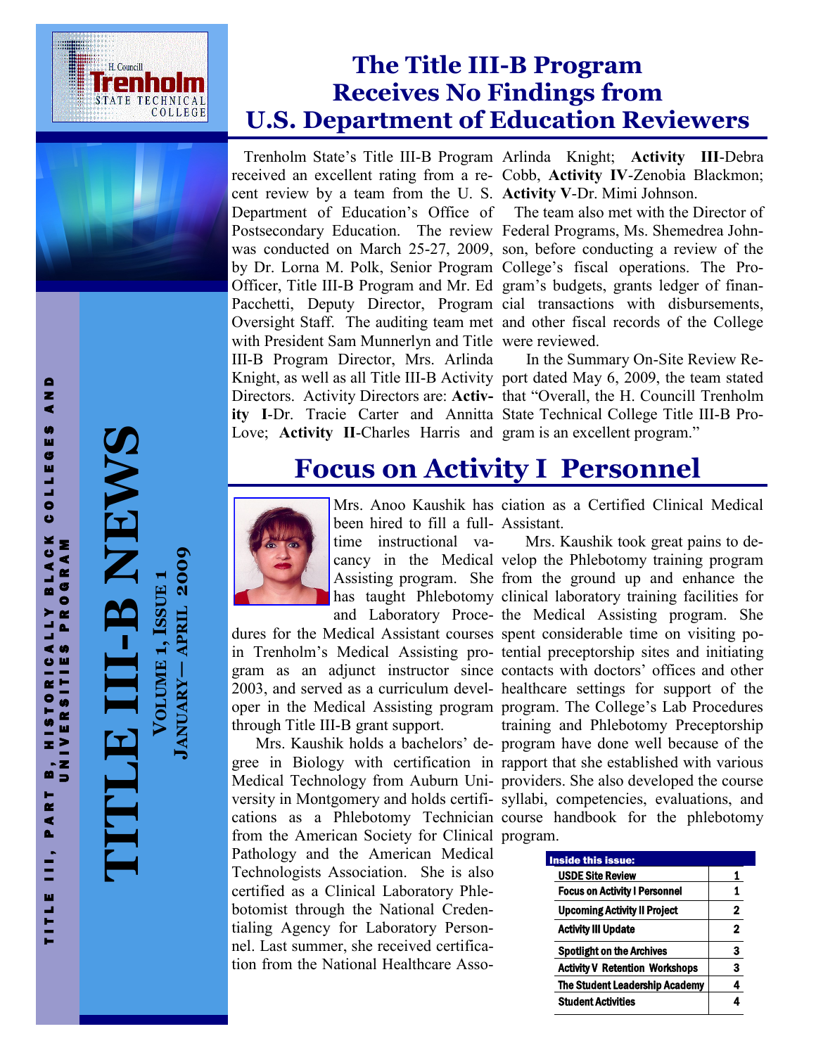H. Councill Trenholm State Technical College

TITLE III, PART B, HISTORICALLY BLACK COLLEGES AND UNIVERSITIES PROGRAM

# TITLE III-B NEWS

VOLUME 1, ISSUE 1

JANUARY— APRIL 2009

## The Title III-B Program Receives No Findings from U.S. Department of Education Reviewers

Trenholm State's Title III-B Program received an excellent rating from a recent review by a team from the U. S. Department of Education's Office of Postsecondary Education. The review was conducted on March 25-27, 2009, by Dr. Lorna M. Polk, Senior Program Officer, Title III-B Program and Mr. Ed Pacchetti, Deputy Director, Program Oversight Staff. The auditing team met with President Sam Munnerlyn and Title III-B Program Director, Mrs. Arlinda Knight, as well as all Title III-B Activity Directors. Activity Directors are: **Activity I**-Dr. Tracie Carter and Annitta Love; **Activity II**-Charles Harris and Arlinda Knight; **Activity III**-Debra Cobb, **Activity IV**-Zenobia Blackmon; **Activity V**-Dr. Mimi Johnson.

The team also met with the Director of Federal Programs, Ms. Shemedrea Johnson, before conducting a review of the College's fiscal operations. The Program's budgets, grants ledger of financial transactions with disbursements, and other fiscal records of the College were reviewed.

In the Summary On-Site Review Report dated May 6, 2009, the team stated that "Overall, the H. Councill Trenholm State Technical College Title III-B Program is an excellent program."

## Focus on Activity I Personnel

Mrs. Anoo Kaushik has been hired to fill a full-time instructional vacancy in the Medical Assisting program. She has taught Phlebotomy and Laboratory Procedures for the Medical Assistant courses in Trenholm's Medical Assisting program as an adjunct instructor since 2003, and served as a curriculum developer in the Medical Assisting program through Title III-B grant support.

Mrs. Kaushik holds a bachelors' degree in Biology with certification in Medical Technology from Auburn University in Montgomery and holds certifications as a Phlebotomy Technician from the American Society for Clinical Pathology and the American Medical Technologists Association. She is also certified as a Clinical Laboratory Phlebotomist through the National Credentialing Agency for Laboratory Personnel. Last summer, she received certification from the National Healthcare Association as a Certified Clinical Medical Assistant.

Mrs. Kaushik took great pains to develop the Phlebotomy training program from the ground up and enhance the clinical laboratory training facilities for the Medical Assisting program. She spent considerable time on visiting potential preceptorship sites and initiating contacts with doctors' offices and other healthcare settings for support of the program. The College's Lab Procedures training and Phlebotomy Preceptorship program have done well because of the rapport that she established with various providers. She also developed the course syllabi, competencies, evaluations, and course handbook for the phlebotomy program.

| Inside this issue: | |
|---|---|
| USDE Site Review | 1 |
| Focus on Activity I Personnel | 1 |
| Upcoming Activity II Project | 2 |
| Activity III Update | 2 |
| Spotlight on the Archives | 3 |
| Activity V Retention Workshops | 3 |
| The Student Leadership Academy | 4 |
| Student Activities | 4 |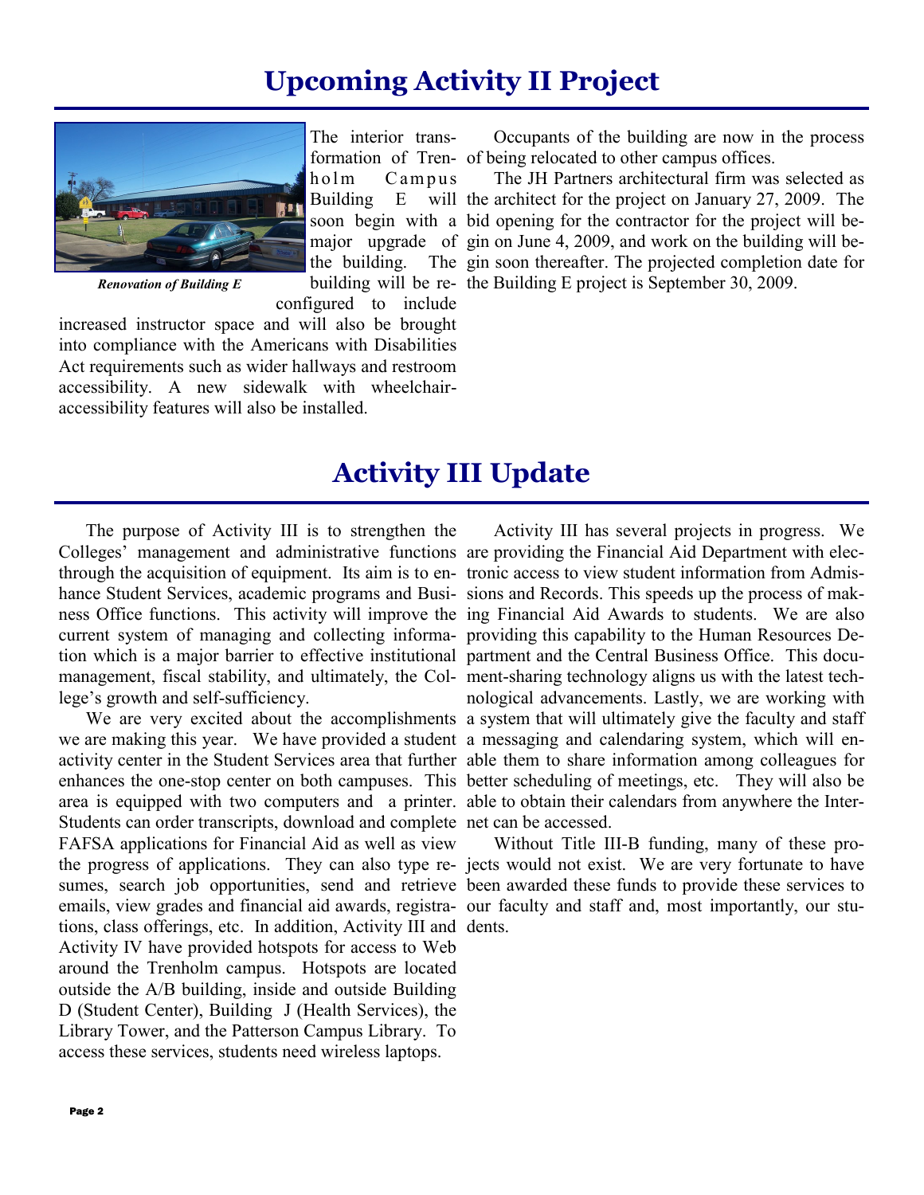# Upcoming Activity II Project

*Renovation of Building E*

The interior transformation of Trenholm Campus Building E will soon begin with a major upgrade of the building. The building will be reconfigured to include increased instructor space and will also be brought into compliance with the Americans with Disabilities Act requirements such as wider hallways and restroom accessibility. A new sidewalk with wheelchair-accessibility features will also be installed.

Occupants of the building are now in the process of being relocated to other campus offices.

The JH Partners architectural firm was selected as the architect for the project on January 27, 2009. The bid opening for the contractor for the project will begin on June 4, 2009, and work on the building will begin soon thereafter. The projected completion date for the Building E project is September 30, 2009.

# Activity III Update

The purpose of Activity III is to strengthen the Colleges' management and administrative functions through the acquisition of equipment. Its aim is to enhance Student Services, academic programs and Business Office functions. This activity will improve the current system of managing and collecting information which is a major barrier to effective institutional management, fiscal stability, and ultimately, the College's growth and self-sufficiency.

We are very excited about the accomplishments we are making this year. We have provided a student activity center in the Student Services area that further enhances the one-stop center on both campuses. This area is equipped with two computers and a printer. Students can order transcripts, download and complete FAFSA applications for Financial Aid as well as view the progress of applications. They can also type resumes, search job opportunities, send and retrieve emails, view grades and financial aid awards, registrations, class offerings, etc. In addition, Activity III and Activity IV have provided hotspots for access to Web around the Trenholm campus. Hotspots are located outside the A/B building, inside and outside Building D (Student Center), Building J (Health Services), the Library Tower, and the Patterson Campus Library. To access these services, students need wireless laptops.

Activity III has several projects in progress. We are providing the Financial Aid Department with electronic access to view student information from Admissions and Records. This speeds up the process of making Financial Aid Awards to students. We are also providing this capability to the Human Resources Department and the Central Business Office. This document-sharing technology aligns us with the latest technological advancements. Lastly, we are working with a system that will ultimately give the faculty and staff a messaging and calendaring system, which will enable them to share information among colleagues for better scheduling of meetings, etc. They will also be able to obtain their calendars from anywhere the Internet can be accessed.

Without Title III-B funding, many of these projects would not exist. We are very fortunate to have been awarded these funds to provide these services to our faculty and staff and, most importantly, our students.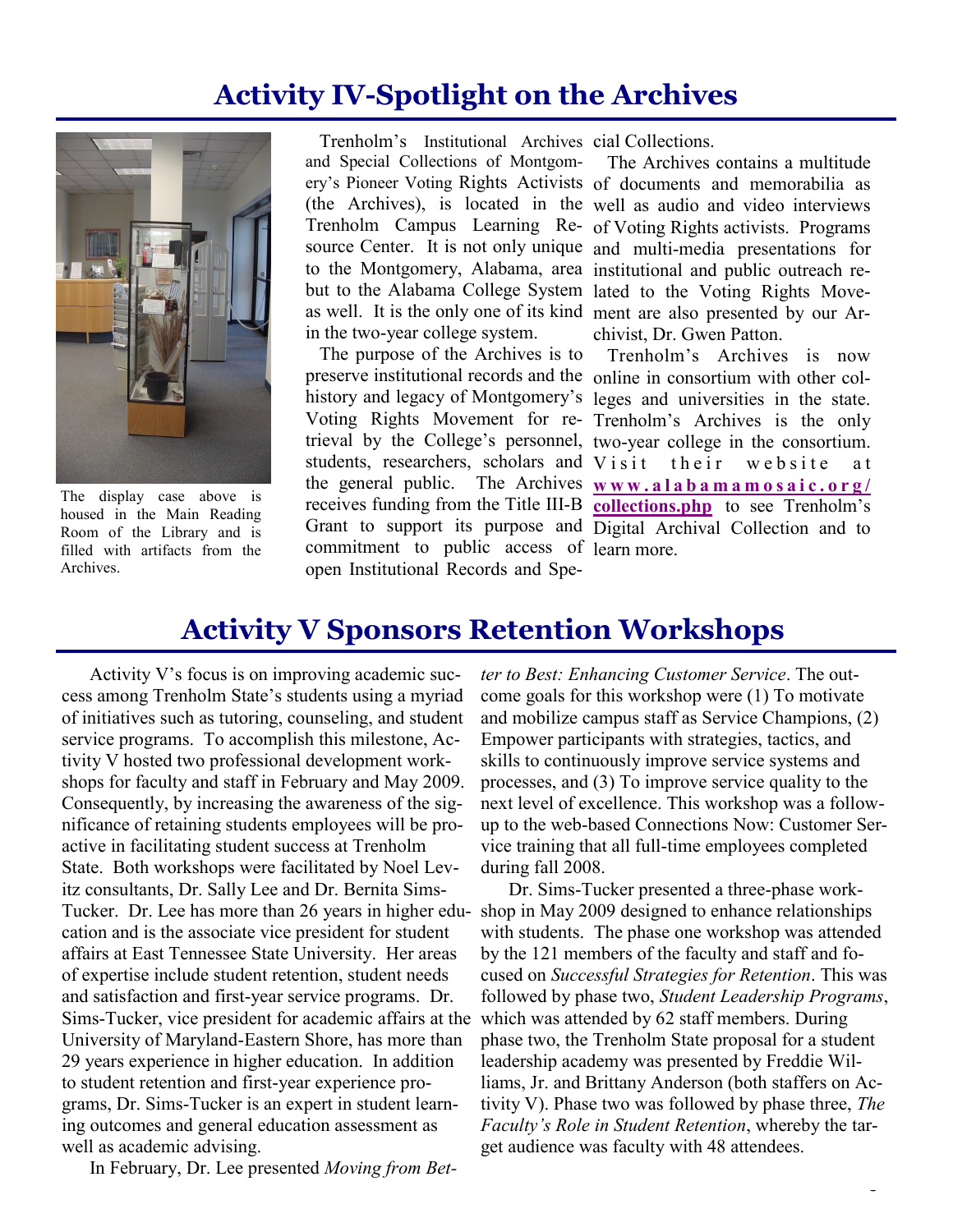# Activity IV-Spotlight on the Archives

The display case above is housed in the Main Reading Room of the Library and is filled with artifacts from the Archives.

Trenholm's Institutional Archives and Special Collections of Montgomery's Pioneer Voting Rights Activists (the Archives), is located in the Trenholm Campus Learning Resource Center. It is not only unique to the Montgomery, Alabama, area but to the Alabama College System as well. It is the only one of its kind in the two-year college system.

The purpose of the Archives is to preserve institutional records and the history and legacy of Montgomery's Voting Rights Movement for retrieval by the College's personnel, students, researchers, scholars and the general public. The Archives receives funding from the Title III-B Grant to support its purpose and commitment to public access of open Institutional Records and Special Collections.

The Archives contains a multitude of documents and memorabilia as well as audio and video interviews of Voting Rights activists. Programs and multi-media presentations for institutional and public outreach related to the Voting Rights Movement are also presented by our Archivist, Dr. Gwen Patton.

Trenholm's Archives is now online in consortium with other colleges and universities in the state. Trenholm's Archives is the only two-year college in the consortium. Visit their website at **www.alabamamosaic.org/collections.php** to see Trenholm's Digital Archival Collection and to learn more.

# Activity V Sponsors Retention Workshops

Activity V's focus is on improving academic success among Trenholm State's students using a myriad of initiatives such as tutoring, counseling, and student service programs. To accomplish this milestone, Activity V hosted two professional development workshops for faculty and staff in February and May 2009. Consequently, by increasing the awareness of the significance of retaining students employees will be proactive in facilitating student success at Trenholm State. Both workshops were facilitated by Noel Levitz consultants, Dr. Sally Lee and Dr. Bernita Sims-Tucker. Dr. Lee has more than 26 years in higher education and is the associate vice president for student affairs at East Tennessee State University. Her areas of expertise include student retention, student needs and satisfaction and first-year service programs. Dr. Sims-Tucker, vice president for academic affairs at the University of Maryland-Eastern Shore, has more than 29 years experience in higher education. In addition to student retention and first-year experience programs, Dr. Sims-Tucker is an expert in student learning outcomes and general education assessment as well as academic advising.

In February, Dr. Lee presented *Moving from Better to Best: Enhancing Customer Service*. The outcome goals for this workshop were (1) To motivate and mobilize campus staff as Service Champions, (2) Empower participants with strategies, tactics, and skills to continuously improve service systems and processes, and (3) To improve service quality to the next level of excellence. This workshop was a follow-up to the web-based Connections Now: Customer Service training that all full-time employees completed during fall 2008.

Dr. Sims-Tucker presented a three-phase workshop in May 2009 designed to enhance relationships with students. The phase one workshop was attended by the 121 members of the faculty and staff and focused on *Successful Strategies for Retention*. This was followed by phase two, *Student Leadership Programs*, which was attended by 62 staff members. During phase two, the Trenholm State proposal for a student leadership academy was presented by Freddie Williams, Jr. and Brittany Anderson (both staffers on Activity V). Phase two was followed by phase three, *The Faculty's Role in Student Retention*, whereby the target audience was faculty with 48 attendees.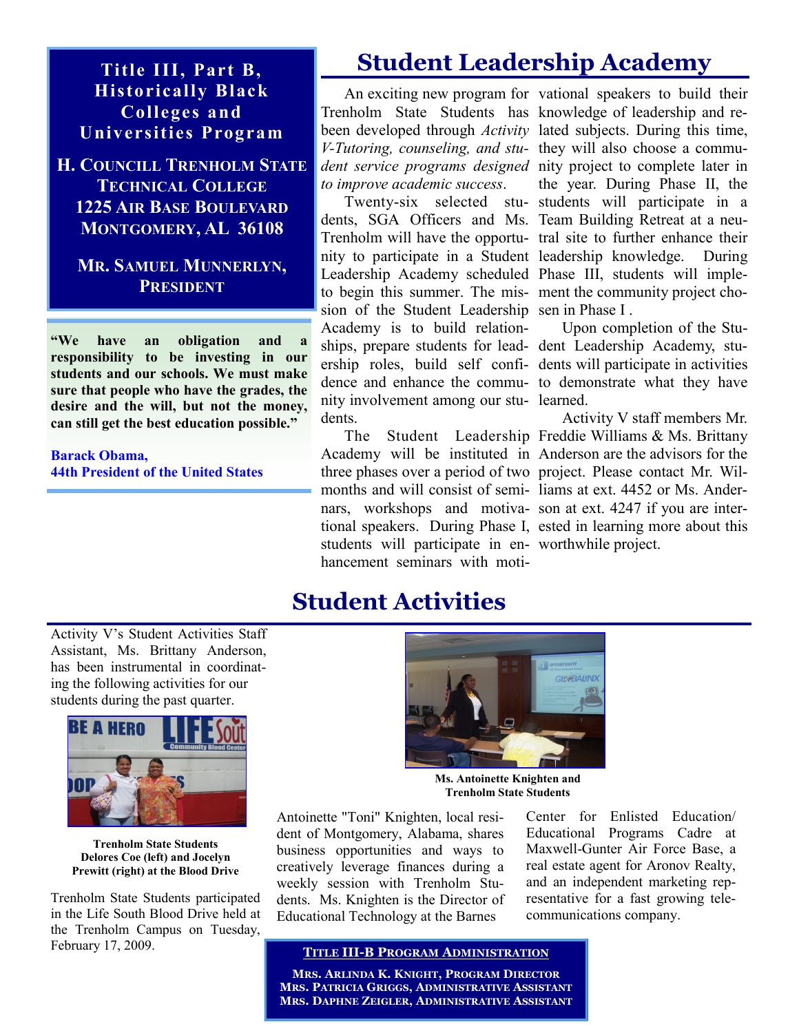**Title III, Part B, Historically Black Colleges and Universities Program**

**H. Councill Trenholm State Technical College**
**1225 Air Base Boulevard**
**Montgomery, AL 36108**

**Mr. Samuel Munnerlyn, President**

**"We have an obligation and a responsibility to be investing in our students and our schools. We must make sure that people who have the grades, the desire and the will, but not the money, can still get the best education possible."**

**Barack Obama,**
**44th President of the United States**

## Student Leadership Academy

An exciting new program for Trenholm State Students has been developed through *Activity V-Tutoring, counseling, and student service programs designed to improve academic success*.

Twenty-six selected students, SGA Officers and Ms. Trenholm will have the opportunity to participate in a Student Leadership Academy scheduled to begin this summer. The mission of the Student Leadership Academy is to build relationships, prepare students for leadership roles, build self confidence and enhance the community involvement among our students.

The Student Leadership Academy will be instituted in three phases over a period of two months and will consist of seminars, workshops and motivational speakers. During Phase I, students will participate in enhancement seminars with motivational speakers to build their knowledge of leadership and related subjects. During this time, they will also choose a community project to complete later in the year. During Phase II, the students will participate in a Team Building Retreat at a neutral site to further enhance their leadership knowledge. During Phase III, students will implement the community project chosen in Phase I .

Upon completion of the Student Leadership Academy, students will participate in activities to demonstrate what they have learned.

Activity V staff members Mr. Freddie Williams & Ms. Brittany Anderson are the advisors for the project. Please contact Mr. Williams at ext. 4452 or Ms. Anderson at ext. 4247 if you are interested in learning more about this worthwhile project.

## Student Activities

Activity V's Student Activities Staff Assistant, Ms. Brittany Anderson, has been instrumental in coordinating the following activities for our students during the past quarter.

**Trenholm State Students Delores Coe (left) and Jocelyn Prewitt (right) at the Blood Drive**

Trenholm State Students participated in the Life South Blood Drive held at the Trenholm Campus on Tuesday, February 17, 2009.

**Ms. Antoinette Knighten and Trenholm State Students**

Antoinette "Toni" Knighten, local resident of Montgomery, Alabama, shares business opportunities and ways to creatively leverage finances during a weekly session with Trenholm Students. Ms. Knighten is the Director of Educational Technology at the Barnes Center for Enlisted Education/ Educational Programs Cadre at Maxwell-Gunter Air Force Base, a real estate agent for Aronov Realty, and an independent marketing representative for a fast growing telecommunications company.

**Title III-B Program Administration**

**Mrs. Arlinda K. Knight, Program Director**
**Mrs. Patricia Griggs, Administrative Assistant**
**Mrs. Daphne Zeigler, Administrative Assistant**